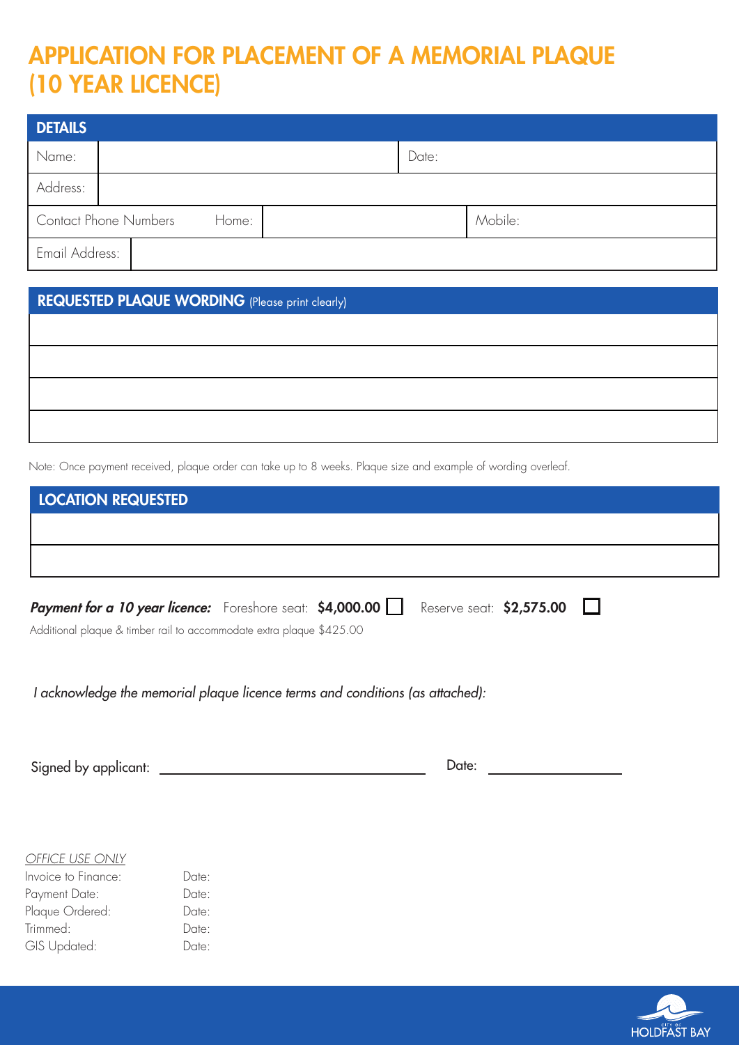# APPLICATION FOR PLACEMENT OF A MEMORIAL PLAQUE (10 YEAR LICENCE)

| DETAILS | | | |
|---|---|---|---|
| Name: | | Date: | |
| Address: | | | |
| Contact Phone Numbers | Home: | | Mobile: |
| Email Address: | | | |

| **REQUESTED PLAQUE WORDING** (Please print clearly) |
|---|
| |
| |
| |
| |

Note: Once payment received, plaque order can take up to 8 weeks. Plaque size and example of wording overleaf.

| LOCATION REQUESTED |
|---|
| |
| |

***Payment for a 10 year licence:*** Foreshore seat: **$4,000.00** ☐ Reserve seat: **$2,575.00** ☐

Additional plaque & timber rail to accommodate extra plaque $425.00

*I acknowledge the memorial plaque licence terms and conditions (as attached):*

Signed by applicant: ____________________ Date: __________

*OFFICE USE ONLY*

| | |
|---|---|
| Invoice to Finance: | Date: |
| Payment Date: | Date: |
| Plaque Ordered: | Date: |
| Trimmed: | Date: |
| GIS Updated: | Date: |

CITY OF HOLDFAST BAY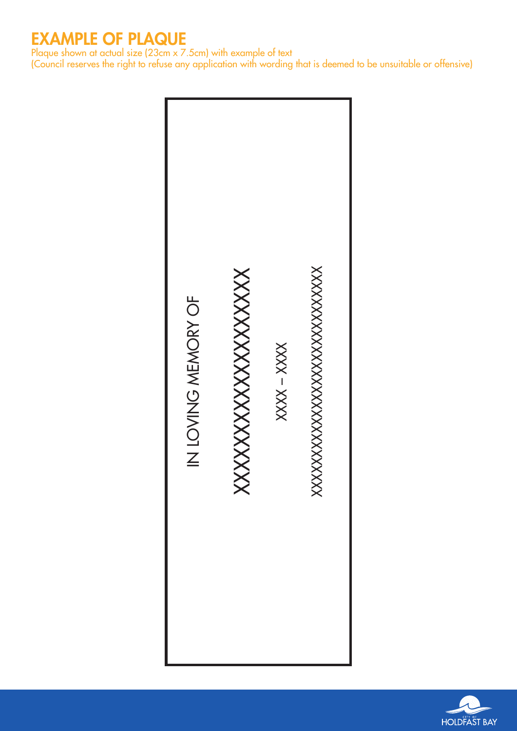# EXAMPLE OF PLAQUE

Plaque shown at actual size (23cm x 7.5cm) with example of text
(Council reserves the right to refuse any application with wording that is deemed to be unsuitable or offensive)

IN LOVING MEMORY OF

XXXXXXXXXXXXXXXXX

XXXX – XXXX

XXXXXXXXXXXXXXXXXXXXXXXXXXX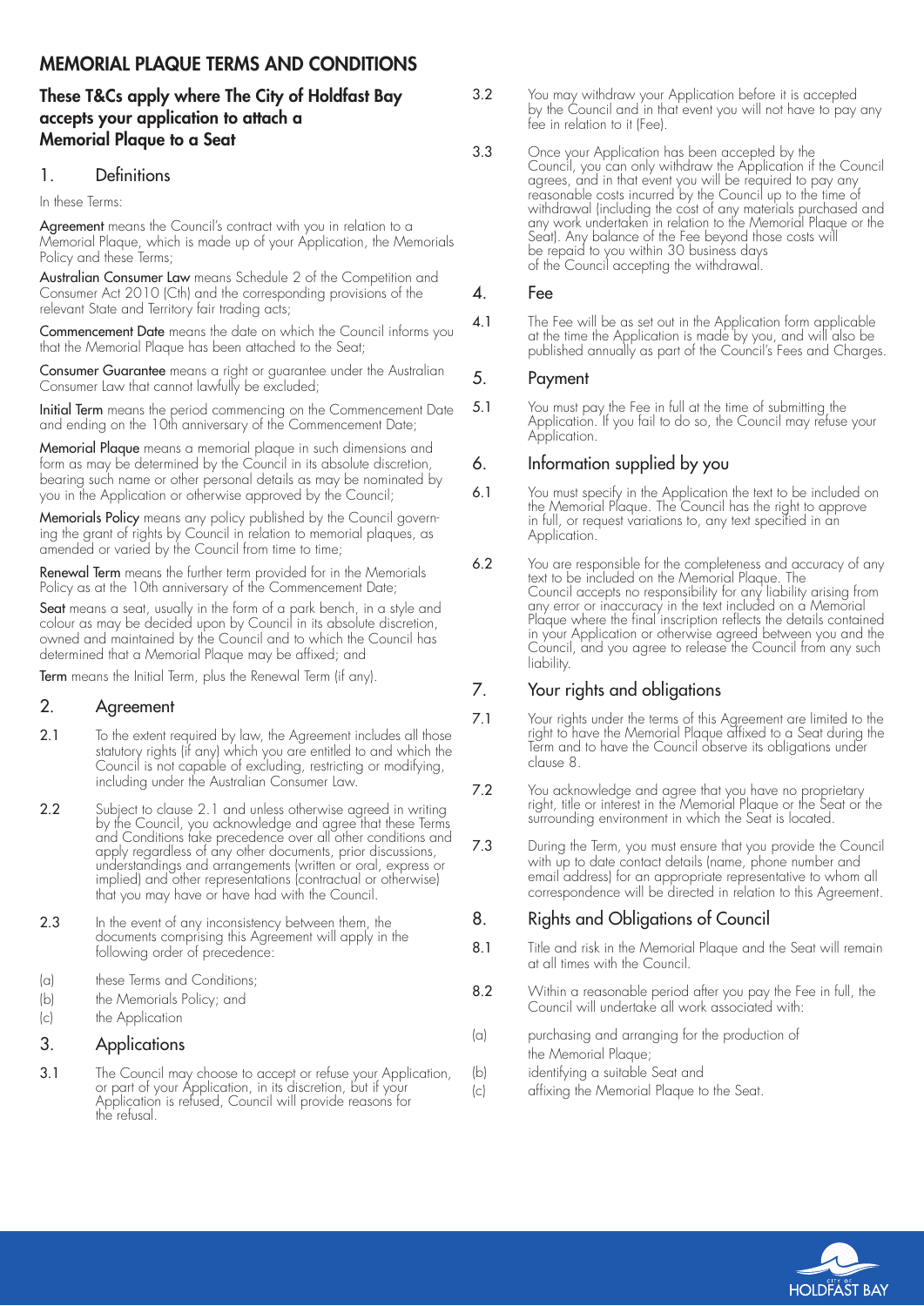# MEMORIAL PLAQUE TERMS AND CONDITIONS

## These T&Cs apply where The City of Holdfast Bay accepts your application to attach a Memorial Plaque to a Seat

## 1. Definitions

In these Terms:

**Agreement** means the Council's contract with you in relation to a Memorial Plaque, which is made up of your Application, the Memorials Policy and these Terms;

**Australian Consumer Law** means Schedule 2 of the Competition and Consumer Act 2010 (Cth) and the corresponding provisions of the relevant State and Territory fair trading acts;

**Commencement Date** means the date on which the Council informs you that the Memorial Plaque has been attached to the Seat;

**Consumer Guarantee** means a right or guarantee under the Australian Consumer Law that cannot lawfully be excluded;

**Initial Term** means the period commencing on the Commencement Date and ending on the 10th anniversary of the Commencement Date;

**Memorial Plaque** means a memorial plaque in such dimensions and form as may be determined by the Council in its absolute discretion, bearing such name or other personal details as may be nominated by you in the Application or otherwise approved by the Council;

**Memorials Policy** means any policy published by the Council governing the grant of rights by Council in relation to memorial plaques, as amended or varied by the Council from time to time;

**Renewal Term** means the further term provided for in the Memorials Policy as at the 10th anniversary of the Commencement Date;

**Seat** means a seat, usually in the form of a park bench, in a style and colour as may be decided upon by Council in its absolute discretion, owned and maintained by the Council and to which the Council has determined that a Memorial Plaque may be affixed; and

**Term** means the Initial Term, plus the Renewal Term (if any).

## 2. Agreement

2.1 To the extent required by law, the Agreement includes all those statutory rights (if any) which you are entitled to and which the Council is not capable of excluding, restricting or modifying, including under the Australian Consumer Law.

2.2 Subject to clause 2.1 and unless otherwise agreed in writing by the Council, you acknowledge and agree that these Terms and Conditions take precedence over all other conditions and apply regardless of any other documents, prior discussions, understandings and arrangements (written or oral, express or implied) and other representations (contractual or otherwise) that you may have or have had with the Council.

2.3 In the event of any inconsistency between them, the documents comprising this Agreement will apply in the following order of precedence:

(a) these Terms and Conditions;

(b) the Memorials Policy; and

(c) the Application

## 3. Applications

3.1 The Council may choose to accept or refuse your Application, or part of your Application, in its discretion, but if your Application is refused, Council will provide reasons for the refusal.

3.2 You may withdraw your Application before it is accepted by the Council and in that event you will not have to pay any fee in relation to it (Fee).

3.3 Once your Application has been accepted by the Council, you can only withdraw the Application if the Council agrees, and in that event you will be required to pay any reasonable costs incurred by the Council up to the time of withdrawal (including the cost of any materials purchased and any work undertaken in relation to the Memorial Plaque or the Seat). Any balance of the Fee beyond those costs will be repaid to you within 30 business days of the Council accepting the withdrawal.

## 4. Fee

4.1 The Fee will be as set out in the Application form applicable at the time the Application is made by you, and will also be published annually as part of the Council's Fees and Charges.

## 5. Payment

5.1 You must pay the Fee in full at the time of submitting the Application. If you fail to do so, the Council may refuse your Application.

## 6. Information supplied by you

6.1 You must specify in the Application the text to be included on the Memorial Plaque. The Council has the right to approve in full, or request variations to, any text specified in an Application.

6.2 You are responsible for the completeness and accuracy of any text to be included on the Memorial Plaque. The Council accepts no responsibility for any liability arising from any error or inaccuracy in the text included on a Memorial Plaque where the final inscription reflects the details contained in your Application or otherwise agreed between you and the Council, and you agree to release the Council from any such liability.

## 7. Your rights and obligations

7.1 Your rights under the terms of this Agreement are limited to the right to have the Memorial Plaque affixed to a Seat during the Term and to have the Council observe its obligations under clause 8.

7.2 You acknowledge and agree that you have no proprietary right, title or interest in the Memorial Plaque or the Seat or the surrounding environment in which the Seat is located.

7.3 During the Term, you must ensure that you provide the Council with up to date contact details (name, phone number and email address) for an appropriate representative to whom all correspondence will be directed in relation to this Agreement.

## 8. Rights and Obligations of Council

8.1 Title and risk in the Memorial Plaque and the Seat will remain at all times with the Council.

8.2 Within a reasonable period after you pay the Fee in full, the Council will undertake all work associated with:

(a) purchasing and arranging for the production of the Memorial Plaque;

(b) identifying a suitable Seat and

(c) affixing the Memorial Plaque to the Seat.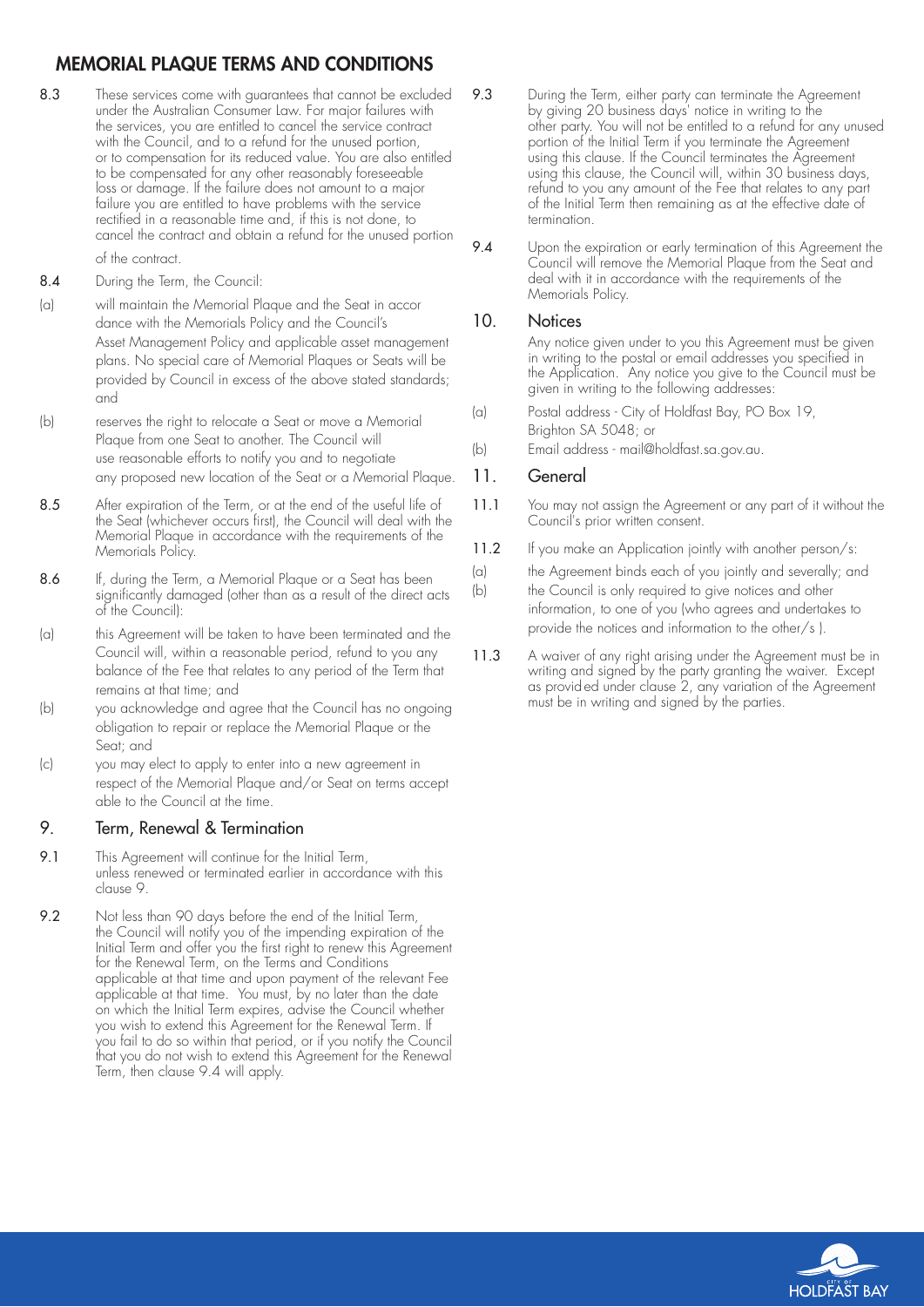# MEMORIAL PLAQUE TERMS AND CONDITIONS

8.3 These services come with guarantees that cannot be excluded under the Australian Consumer Law. For major failures with the services, you are entitled to cancel the service contract with the Council, and to a refund for the unused portion, or to compensation for its reduced value. You are also entitled to be compensated for any other reasonably foreseeable loss or damage. If the failure does not amount to a major failure you are entitled to have problems with the service rectified in a reasonable time and, if this is not done, to cancel the contract and obtain a refund for the unused portion of the contract.

8.4 During the Term, the Council:

(a) will maintain the Memorial Plaque and the Seat in accordance with the Memorials Policy and the Council's Asset Management Policy and applicable asset management plans. No special care of Memorial Plaques or Seats will be provided by Council in excess of the above stated standards; and

(b) reserves the right to relocate a Seat or move a Memorial Plaque from one Seat to another. The Council will use reasonable efforts to notify you and to negotiate any proposed new location of the Seat or a Memorial Plaque.

8.5 After expiration of the Term, or at the end of the useful life of the Seat (whichever occurs first), the Council will deal with the Memorial Plaque in accordance with the requirements of the Memorials Policy.

8.6 If, during the Term, a Memorial Plaque or a Seat has been significantly damaged (other than as a result of the direct acts of the Council):

(a) this Agreement will be taken to have been terminated and the Council will, within a reasonable period, refund to you any balance of the Fee that relates to any period of the Term that remains at that time; and

(b) you acknowledge and agree that the Council has no ongoing obligation to repair or replace the Memorial Plaque or the Seat; and

(c) you may elect to apply to enter into a new agreement in respect of the Memorial Plaque and/or Seat on terms acceptable to the Council at the time.

## 9. Term, Renewal & Termination

9.1 This Agreement will continue for the Initial Term, unless renewed or terminated earlier in accordance with this clause 9.

9.2 Not less than 90 days before the end of the Initial Term, the Council will notify you of the impending expiration of the Initial Term and offer you the first right to renew this Agreement for the Renewal Term, on the Terms and Conditions applicable at that time and upon payment of the relevant Fee applicable at that time. You must, by no later than the date on which the Initial Term expires, advise the Council whether you wish to extend this Agreement for the Renewal Term. If you fail to do so within that period, or if you notify the Council that you do not wish to extend this Agreement for the Renewal Term, then clause 9.4 will apply.

9.3 During the Term, either party can terminate the Agreement by giving 20 business days' notice in writing to the other party. You will not be entitled to a refund for any unused portion of the Initial Term if you terminate the Agreement using this clause. If the Council terminates the Agreement using this clause, the Council will, within 30 business days, refund to you any amount of the Fee that relates to any part of the Initial Term then remaining as at the effective date of termination.

9.4 Upon the expiration or early termination of this Agreement the Council will remove the Memorial Plaque from the Seat and deal with it in accordance with the requirements of the Memorials Policy.

## 10. Notices

Any notice given under to you this Agreement must be given in writing to the postal or email addresses you specified in the Application. Any notice you give to the Council must be given in writing to the following addresses:

(a) Postal address - City of Holdfast Bay, PO Box 19, Brighton SA 5048; or

(b) Email address - mail@holdfast.sa.gov.au.

## 11. General

11.1 You may not assign the Agreement or any part of it without the Council's prior written consent.

11.2 If you make an Application jointly with another person/s:

(a) the Agreement binds each of you jointly and severally; and

(b) the Council is only required to give notices and other information, to one of you (who agrees and undertakes to provide the notices and information to the other/s ).

11.3 A waiver of any right arising under the Agreement must be in writing and signed by the party granting the waiver. Except as provided under clause 2, any variation of the Agreement must be in writing and signed by the parties.